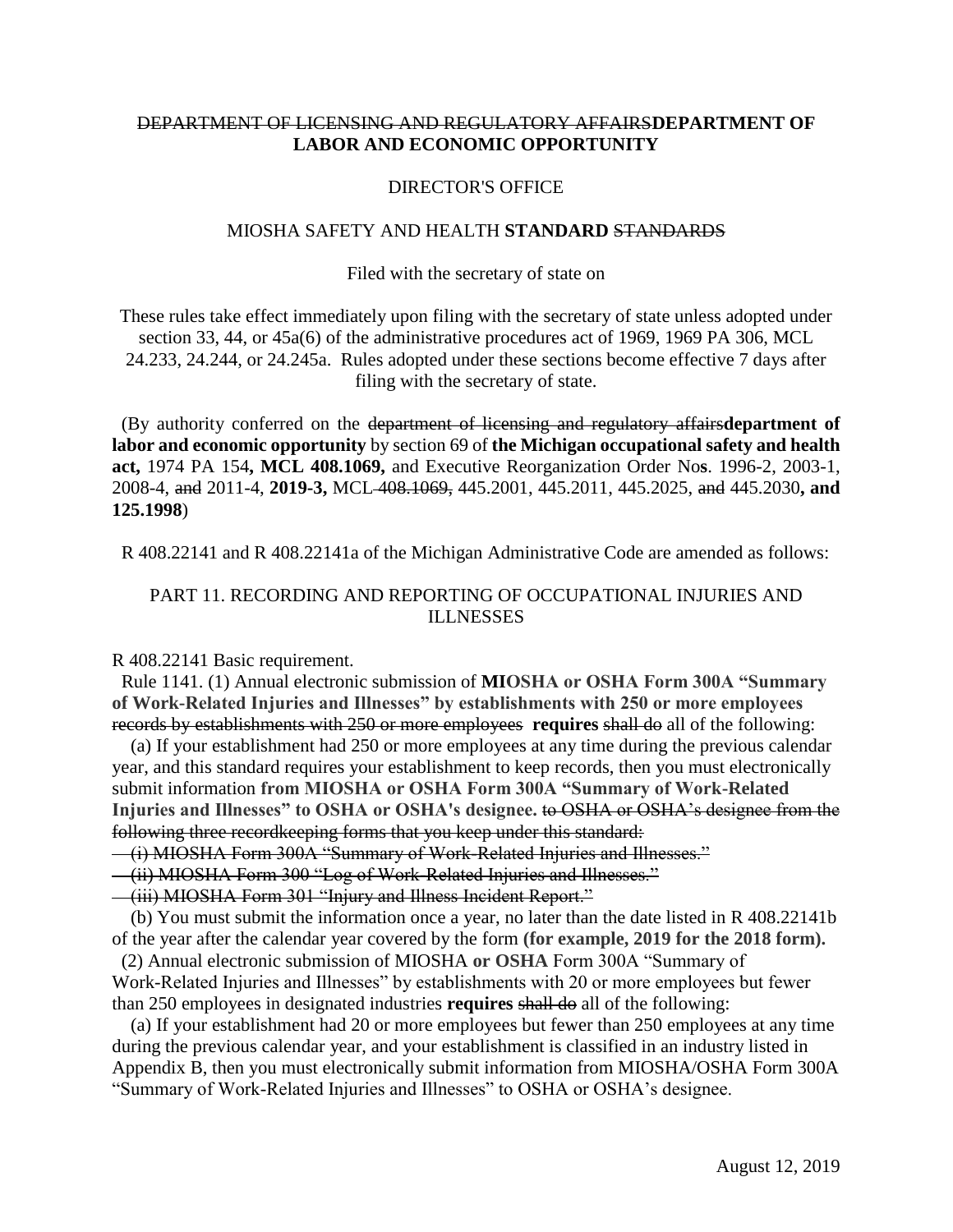~~DEPARTMENT OF LICENSING AND REGULATORY AFFAIRS~~**DEPARTMENT OF LABOR AND ECONOMIC OPPORTUNITY**

DIRECTOR'S OFFICE

MIOSHA SAFETY AND HEALTH **STANDARD** ~~STANDARDS~~

Filed with the secretary of state on

These rules take effect immediately upon filing with the secretary of state unless adopted under section 33, 44, or 45a(6) of the administrative procedures act of 1969, 1969 PA 306, MCL 24.233, 24.244, or 24.245a. Rules adopted under these sections become effective 7 days after filing with the secretary of state.

(By authority conferred on the ~~department of licensing and regulatory affairs~~**department of labor and economic opportunity** by section 69 of **the Michigan occupational safety and health act,** 1974 PA 154**, MCL 408.1069,** and Executive Reorganization Order No**s**. 1996-2, 2003-1, 2008-4, ~~and~~ 2011-4, **2019-3,** MCL ~~408.1069,~~ 445.2001, 445.2011, 445.2025, ~~and~~ 445.2030**, and 125.1998**)

R 408.22141 and R 408.22141a of the Michigan Administrative Code are amended as follows:

PART 11. RECORDING AND REPORTING OF OCCUPATIONAL INJURIES AND ILLNESSES

R 408.22141 Basic requirement.

Rule 1141. (1) Annual electronic submission of **MIOSHA or OSHA Form 300A "Summary of Work-Related Injuries and Illnesses" by establishments with 250 or more employees** ~~records by establishments with 250 or more employees~~ **requires** ~~shall do~~ all of the following:

(a) If your establishment had 250 or more employees at any time during the previous calendar year, and this standard requires your establishment to keep records, then you must electronically submit information **from MIOSHA or OSHA Form 300A "Summary of Work-Related Injuries and Illnesses" to OSHA or OSHA's designee.** ~~to OSHA or OSHA's designee from the following three recordkeeping forms that you keep under this standard:~~

~~(i) MIOSHA Form 300A "Summary of Work-Related Injuries and Illnesses."~~

~~(ii) MIOSHA Form 300 "Log of Work-Related Injuries and Illnesses."~~

~~(iii) MIOSHA Form 301 "Injury and Illness Incident Report."~~

(b) You must submit the information once a year, no later than the date listed in R 408.22141b of the year after the calendar year covered by the form **(for example, 2019 for the 2018 form).**

(2) Annual electronic submission of MIOSHA **or OSHA** Form 300A "Summary of Work-Related Injuries and Illnesses" by establishments with 20 or more employees but fewer than 250 employees in designated industries **requires** ~~shall do~~ all of the following:

(a) If your establishment had 20 or more employees but fewer than 250 employees at any time during the previous calendar year, and your establishment is classified in an industry listed in Appendix B, then you must electronically submit information from MIOSHA/OSHA Form 300A "Summary of Work-Related Injuries and Illnesses" to OSHA or OSHA's designee.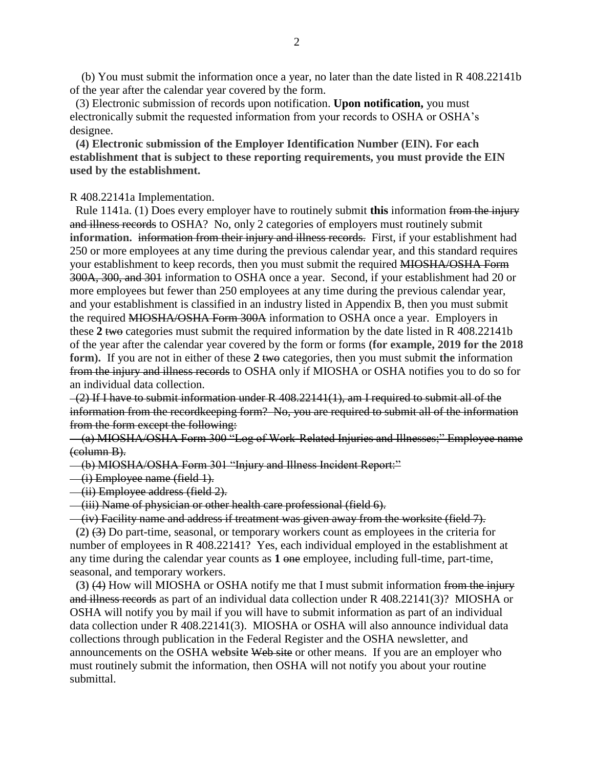(b) You must submit the information once a year, no later than the date listed in R 408.22141b of the year after the calendar year covered by the form.

(3) Electronic submission of records upon notification. **Upon notification,** you must electronically submit the requested information from your records to OSHA or OSHA's designee.

**(4) Electronic submission of the Employer Identification Number (EIN). For each establishment that is subject to these reporting requirements, you must provide the EIN used by the establishment.**

R 408.22141a Implementation.

Rule 1141a. (1) Does every employer have to routinely submit **this** information ~~from the injury and illness records~~ to OSHA? No, only 2 categories of employers must routinely submit **information.** ~~information from their injury and illness records.~~ First, if your establishment had 250 or more employees at any time during the previous calendar year, and this standard requires your establishment to keep records, then you must submit the required ~~MIOSHA/OSHA Form 300A, 300, and 301~~ information to OSHA once a year. Second, if your establishment had 20 or more employees but fewer than 250 employees at any time during the previous calendar year, and your establishment is classified in an industry listed in Appendix B, then you must submit the required ~~MIOSHA/OSHA Form 300A~~ information to OSHA once a year. Employers in these **2** ~~two~~ categories must submit the required information by the date listed in R 408.22141b of the year after the calendar year covered by the form or forms **(for example, 2019 for the 2018 form).** If you are not in either of these **2** ~~two~~ categories, then you must submit **the** information ~~from the injury and illness records~~ to OSHA only if MIOSHA or OSHA notifies you to do so for an individual data collection.

~~(2) If I have to submit information under R 408.22141(1), am I required to submit all of the information from the recordkeeping form? No, you are required to submit all of the information from the form except the following:~~

~~(a) MIOSHA/OSHA Form 300 "Log of Work-Related Injuries and Illnesses;" Employee name (column B).~~

~~(b) MIOSHA/OSHA Form 301 "Injury and Illness Incident Report:"~~

~~(i) Employee name (field 1).~~

~~(ii) Employee address (field 2).~~

~~(iii) Name of physician or other health care professional (field 6).~~

~~(iv) Facility name and address if treatment was given away from the worksite (field 7).~~

**(2)** ~~(3)~~ Do part-time, seasonal, or temporary workers count as employees in the criteria for number of employees in R 408.22141? Yes, each individual employed in the establishment at any time during the calendar year counts as **1** ~~one~~ employee, including full-time, part-time, seasonal, and temporary workers.

**(3)** ~~(4)~~ How will MIOSHA or OSHA notify me that I must submit information ~~from the injury and illness records~~ as part of an individual data collection under R 408.22141(3)? MIOSHA or OSHA will notify you by mail if you will have to submit information as part of an individual data collection under R 408.22141(3). MIOSHA or OSHA will also announce individual data collections through publication in the Federal Register and the OSHA newsletter, and announcements on the OSHA **website** ~~Web site~~ or other means. If you are an employer who must routinely submit the information, then OSHA will not notify you about your routine submittal.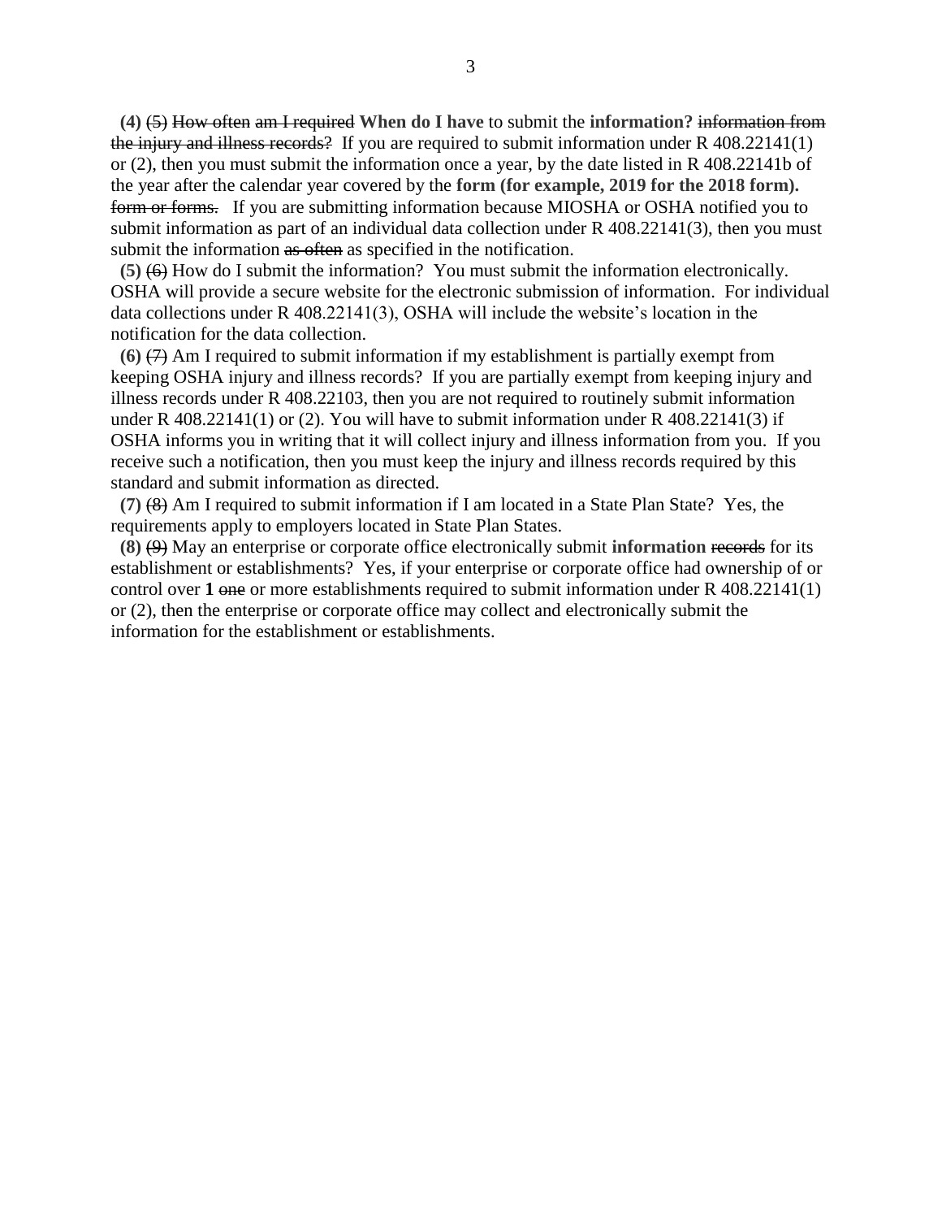**(4)** ~~(5)~~ ~~How often am I required~~ **When do I have** to submit the **information?** ~~information from the injury and illness records?~~ If you are required to submit information under R 408.22141(1) or (2), then you must submit the information once a year, by the date listed in R 408.22141b of the year after the calendar year covered by the **form (for example, 2019 for the 2018 form).** ~~form or forms.~~ If you are submitting information because MIOSHA or OSHA notified you to submit information as part of an individual data collection under R 408.22141(3), then you must submit the information ~~as often~~ as specified in the notification.

**(5)** ~~(6)~~ How do I submit the information? You must submit the information electronically. OSHA will provide a secure website for the electronic submission of information. For individual data collections under R 408.22141(3), OSHA will include the website's location in the notification for the data collection.

**(6)** ~~(7)~~ Am I required to submit information if my establishment is partially exempt from keeping OSHA injury and illness records? If you are partially exempt from keeping injury and illness records under R 408.22103, then you are not required to routinely submit information under R 408.22141(1) or (2). You will have to submit information under R 408.22141(3) if OSHA informs you in writing that it will collect injury and illness information from you. If you receive such a notification, then you must keep the injury and illness records required by this standard and submit information as directed.

**(7)** ~~(8)~~ Am I required to submit information if I am located in a State Plan State? Yes, the requirements apply to employers located in State Plan States.

**(8)** ~~(9)~~ May an enterprise or corporate office electronically submit **information** ~~records~~ for its establishment or establishments? Yes, if your enterprise or corporate office had ownership of or control over **1** ~~one~~ or more establishments required to submit information under R 408.22141(1) or (2), then the enterprise or corporate office may collect and electronically submit the information for the establishment or establishments.